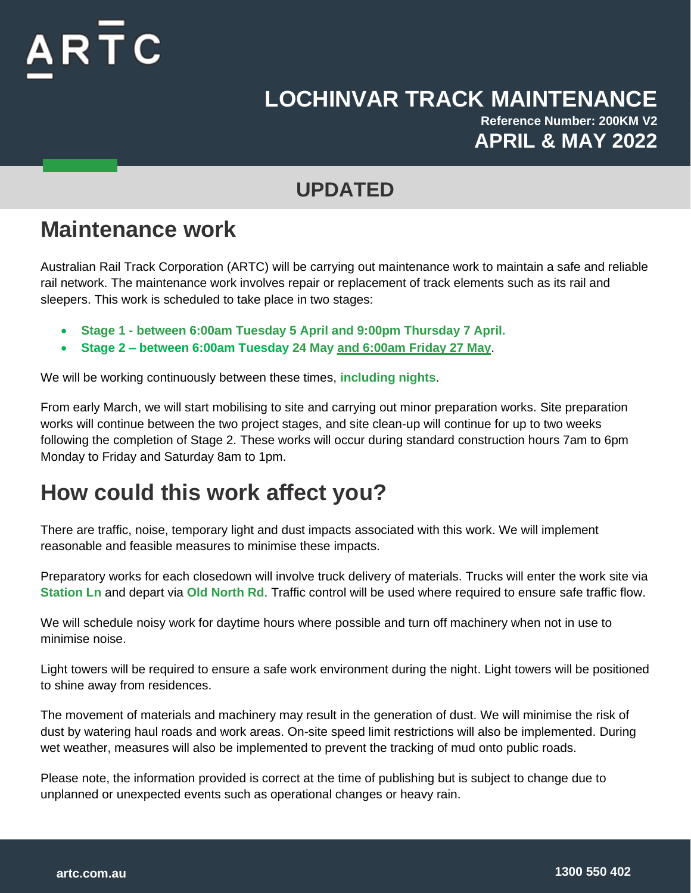ARTC

# LOCHINVAR TRACK MAINTENANCE

**Reference Number: 200KM V2**

**APRIL & MAY 2022**

## UPDATED

## Maintenance work

Australian Rail Track Corporation (ARTC) will be carrying out maintenance work to maintain a safe and reliable rail network. The maintenance work involves repair or replacement of track elements such as its rail and sleepers. This work is scheduled to take place in two stages:

- **Stage 1 - between 6:00am Tuesday 5 April and 9:00pm Thursday 7 April.**
- **Stage 2 – between 6:00am Tuesday 24 May and 6:00am Friday 27 May.**

We will be working continuously between these times, **including nights**.

From early March, we will start mobilising to site and carrying out minor preparation works. Site preparation works will continue between the two project stages, and site clean-up will continue for up to two weeks following the completion of Stage 2. These works will occur during standard construction hours 7am to 6pm Monday to Friday and Saturday 8am to 1pm.

## How could this work affect you?

There are traffic, noise, temporary light and dust impacts associated with this work. We will implement reasonable and feasible measures to minimise these impacts.

Preparatory works for each closedown will involve truck delivery of materials. Trucks will enter the work site via **Station Ln** and depart via **Old North Rd**. Traffic control will be used where required to ensure safe traffic flow.

We will schedule noisy work for daytime hours where possible and turn off machinery when not in use to minimise noise.

Light towers will be required to ensure a safe work environment during the night. Light towers will be positioned to shine away from residences.

The movement of materials and machinery may result in the generation of dust. We will minimise the risk of dust by watering haul roads and work areas. On-site speed limit restrictions will also be implemented. During wet weather, measures will also be implemented to prevent the tracking of mud onto public roads.

Please note, the information provided is correct at the time of publishing but is subject to change due to unplanned or unexpected events such as operational changes or heavy rain.

artc.com.au 1300 550 402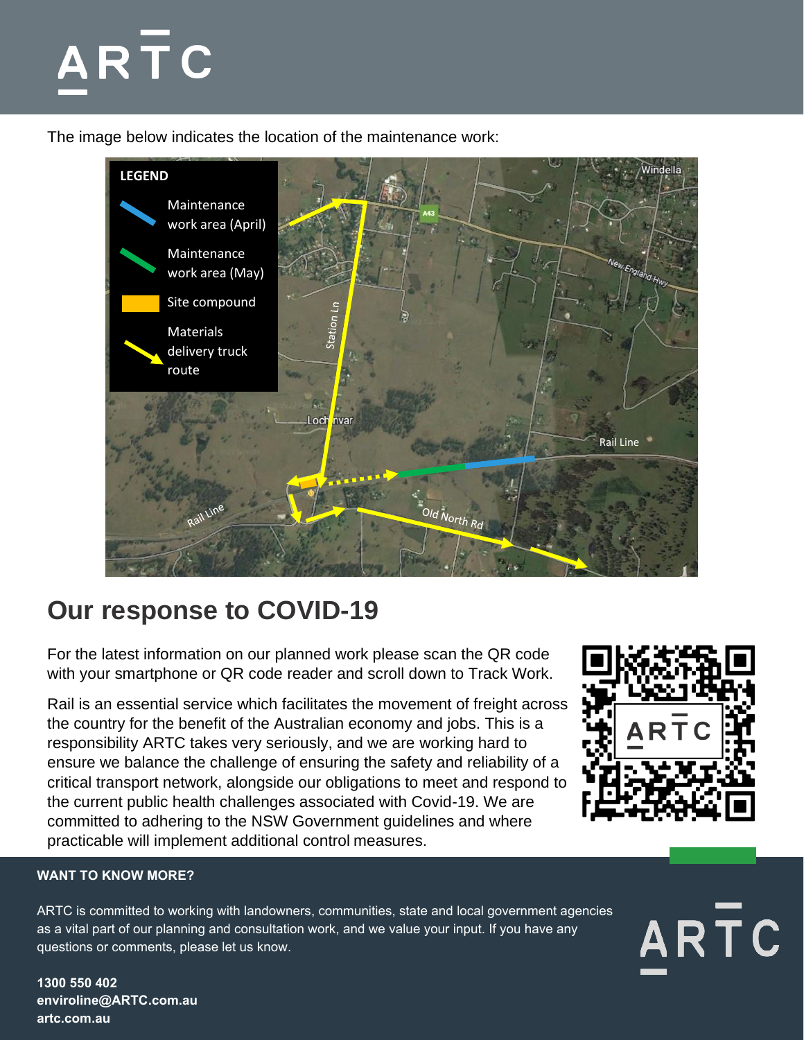The image below indicates the location of the maintenance work:

**LEGEND**

- Maintenance work area (April)
- Maintenance work area (May)
- Site compound
- Materials delivery truck route

## Our response to COVID-19

For the latest information on our planned work please scan the QR code with your smartphone or QR code reader and scroll down to Track Work.

Rail is an essential service which facilitates the movement of freight across the country for the benefit of the Australian economy and jobs. This is a responsibility ARTC takes very seriously, and we are working hard to ensure we balance the challenge of ensuring the safety and reliability of a critical transport network, alongside our obligations to meet and respond to the current public health challenges associated with Covid-19. We are committed to adhering to the NSW Government guidelines and where practicable will implement additional control measures.

**WANT TO KNOW MORE?**

ARTC is committed to working with landowners, communities, state and local government agencies as a vital part of our planning and consultation work, and we value your input. If you have any questions or comments, please let us know.

**1300 550 402**
**enviroline@ARTC.com.au**
**artc.com.au**